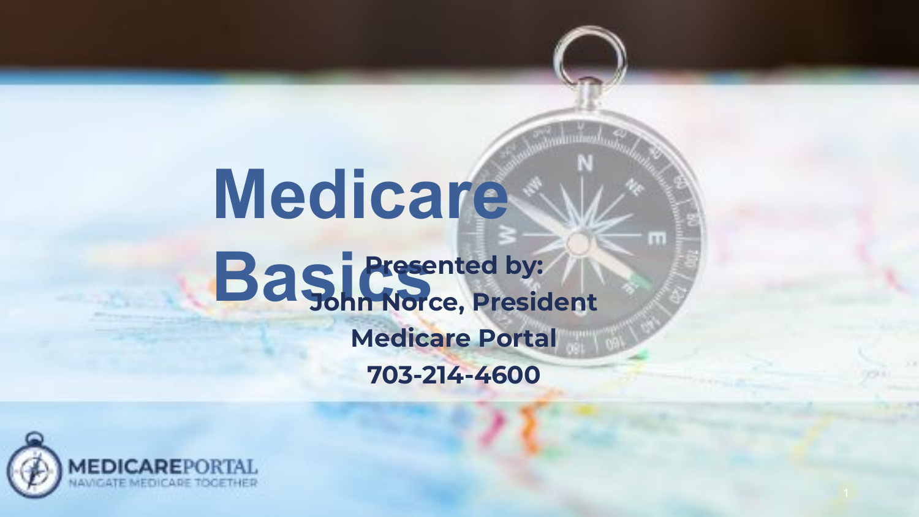# Medicare Basics

**Presented by:**
**John Norce, President**
**Medicare Portal**
**703-214-4600**

MEDICAREPORTAL
NAVIGATE MEDICARE TOGETHER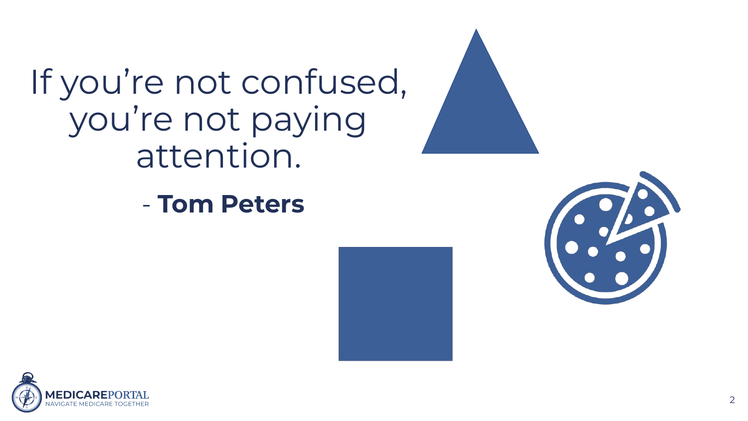If you're not confused, you're not paying attention.

\- **Tom Peters**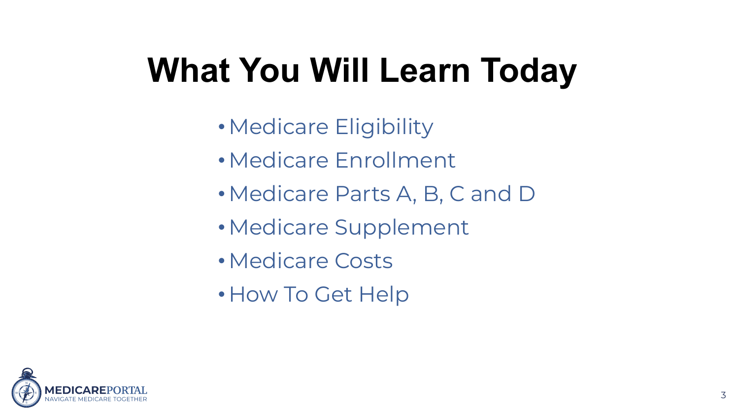# What You Will Learn Today

- Medicare Eligibility
- Medicare Enrollment
- Medicare Parts A, B, C and D
- Medicare Supplement
- Medicare Costs
- How To Get Help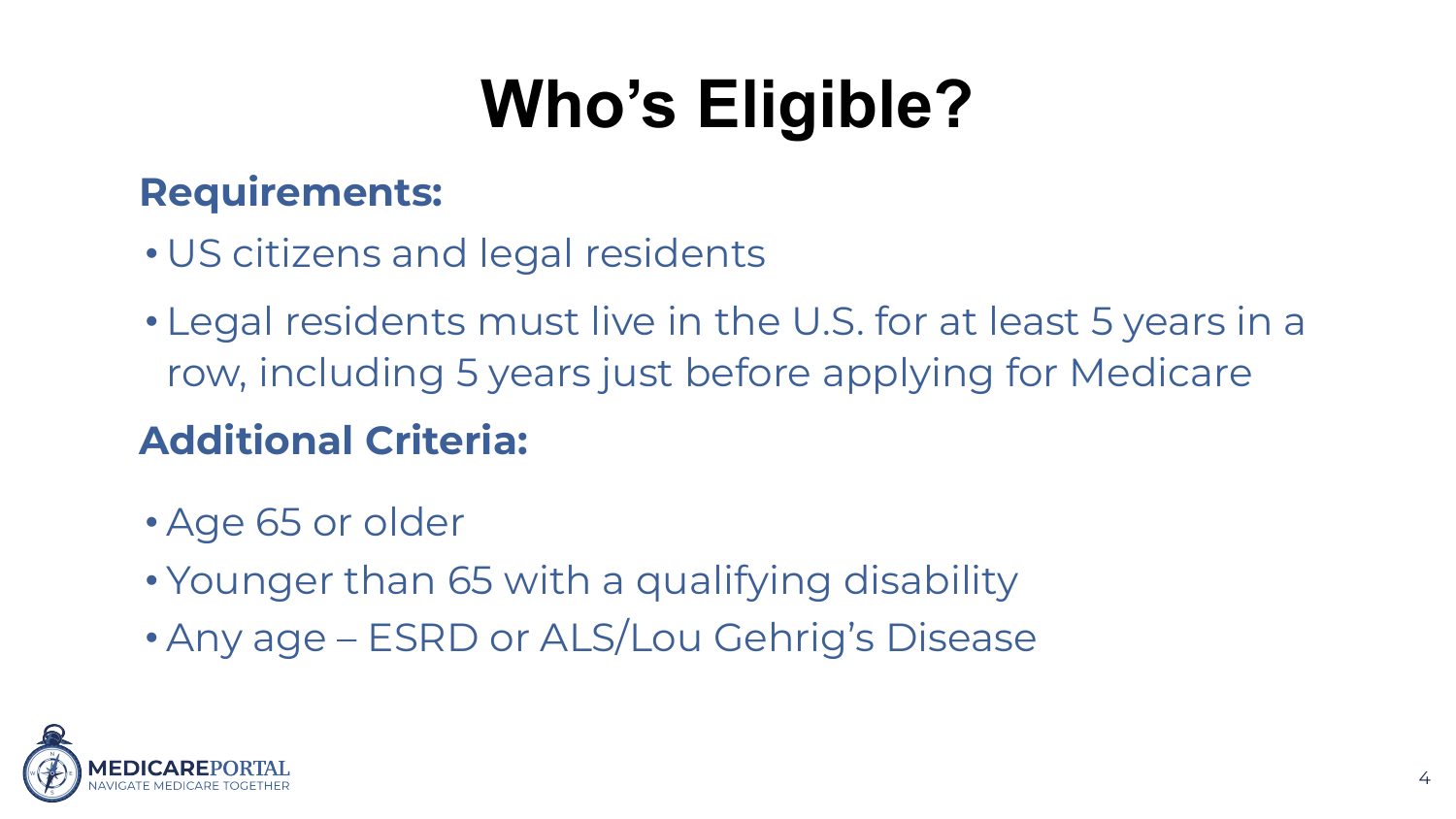# Who's Eligible?

**Requirements:**

- US citizens and legal residents
- Legal residents must live in the U.S. for at least 5 years in a row, including 5 years just before applying for Medicare

**Additional Criteria:**

- Age 65 or older
- Younger than 65 with a qualifying disability
- Any age – ESRD or ALS/Lou Gehrig's Disease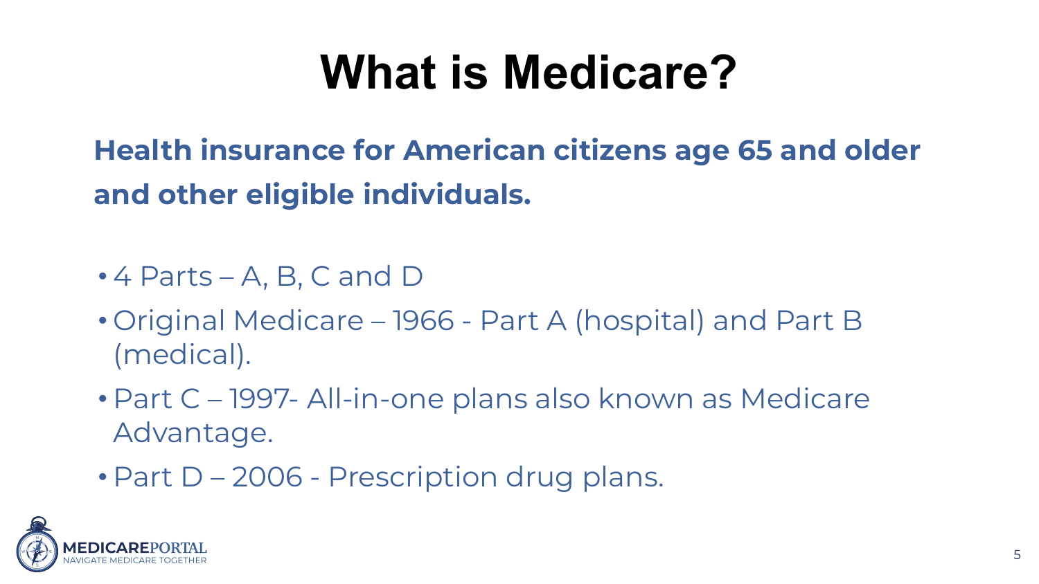# What is Medicare?

**Health insurance for American citizens age 65 and older and other eligible individuals.**

- 4 Parts – A, B, C and D
- Original Medicare – 1966 - Part A (hospital) and Part B (medical).
- Part C – 1997- All-in-one plans also known as Medicare Advantage.
- Part D – 2006 - Prescription drug plans.

MEDICAREPORTAL
NAVIGATE MEDICARE TOGETHER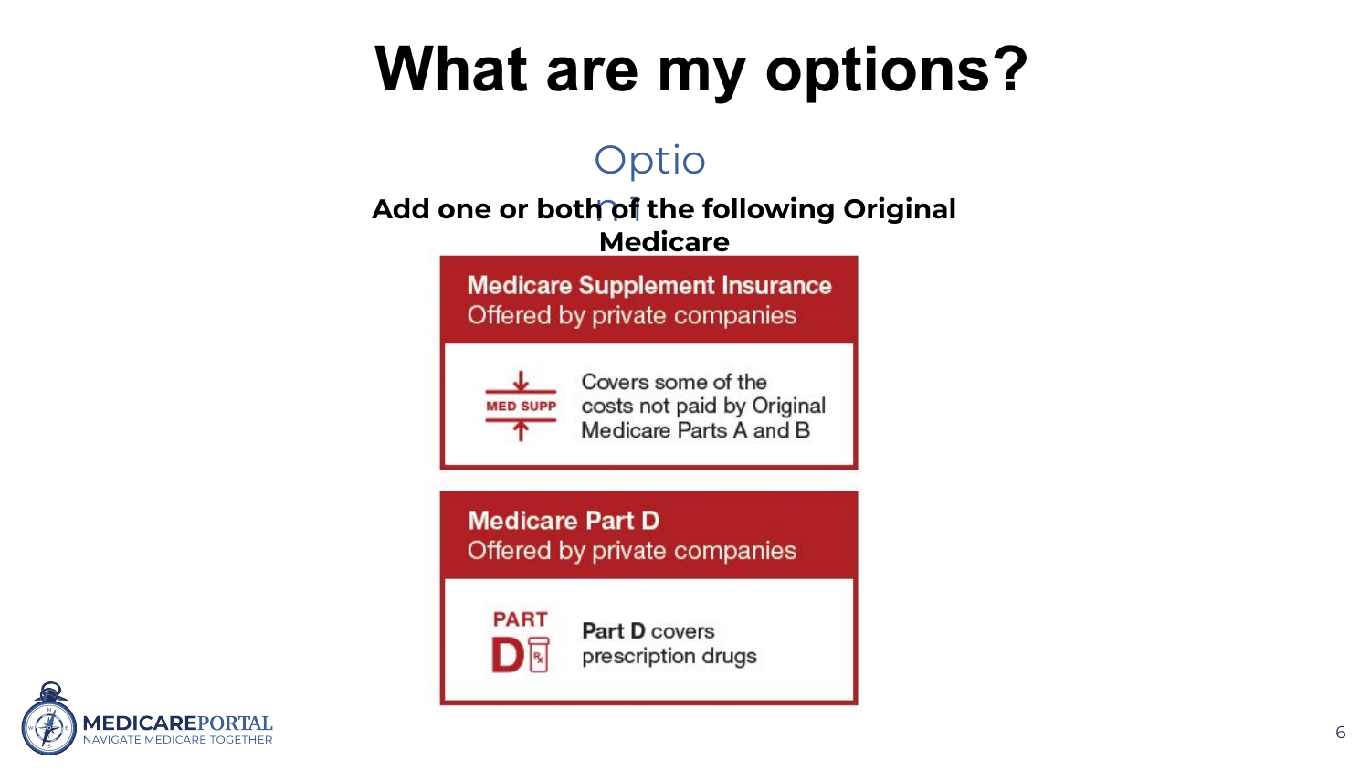# What are my options?

## Option 1

**Add one or both of the following Original Medicare**

**Medicare Supplement Insurance**
Offered by private companies

MED SUPP — Covers some of the costs not paid by Original Medicare Parts A and B

**Medicare Part D**
Offered by private companies

PART D — **Part D** covers prescription drugs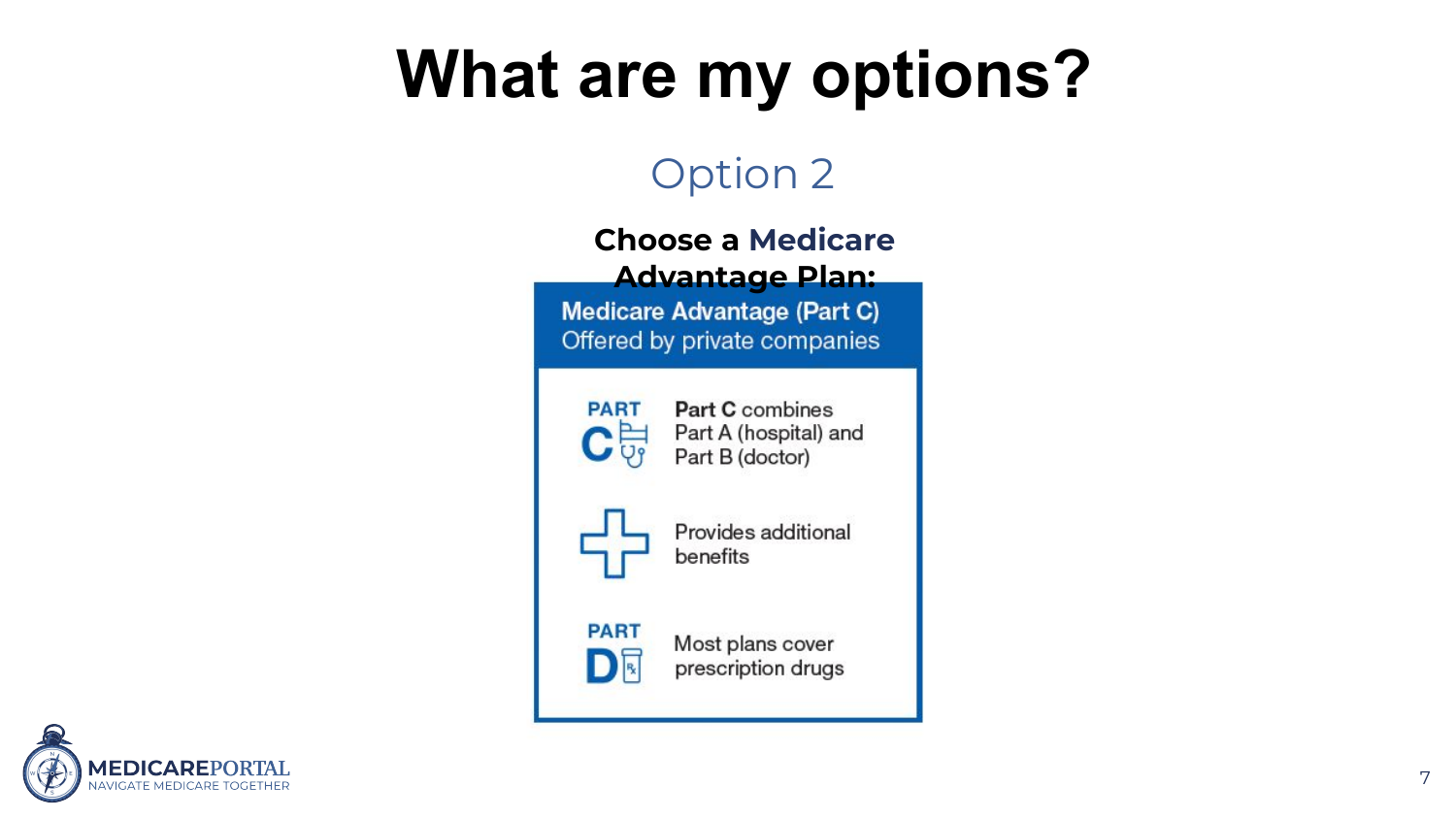# What are my options?

## Option 2

**Choose a Medicare Advantage Plan:**

**Medicare Advantage (Part C)**
Offered by private companies

- **PART C** — **Part C** combines Part A (hospital) and Part B (doctor)
- Provides additional benefits
- **PART D** — Most plans cover prescription drugs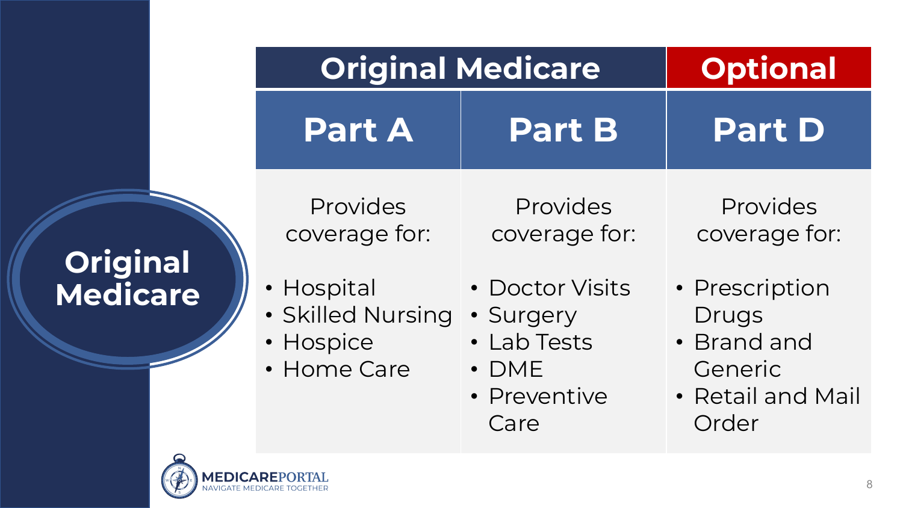# Original Medicare

| Original Medicare | | Optional |
|---|---|---|
| **Part A** | **Part B** | **Part D** |
| Provides coverage for:<br>• Hospital<br>• Skilled Nursing<br>• Hospice<br>• Home Care | Provides coverage for:<br>• Doctor Visits<br>• Surgery<br>• Lab Tests<br>• DME<br>• Preventive Care | Provides coverage for:<br>• Prescription Drugs<br>• Brand and Generic<br>• Retail and Mail Order |

MEDICAREPORTAL
NAVIGATE MEDICARE TOGETHER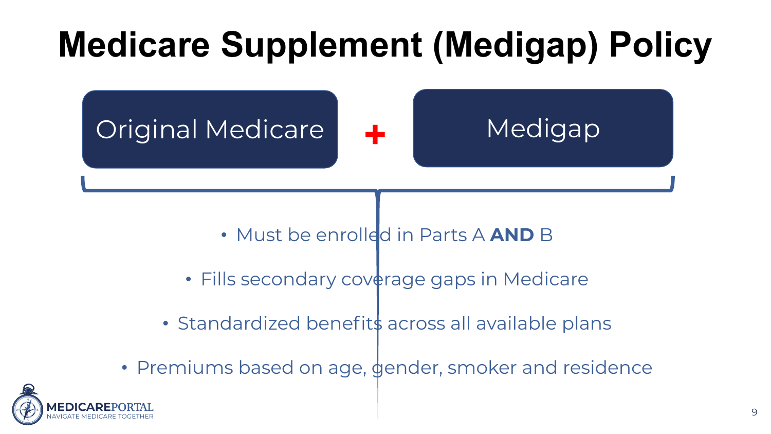# Medicare Supplement (Medigap) Policy

Original Medicare + Medigap

- Must be enrolled in Parts A **AND** B
- Fills secondary coverage gaps in Medicare
- Standardized benefits across all available plans
- Premiums based on age, gender, smoker and residence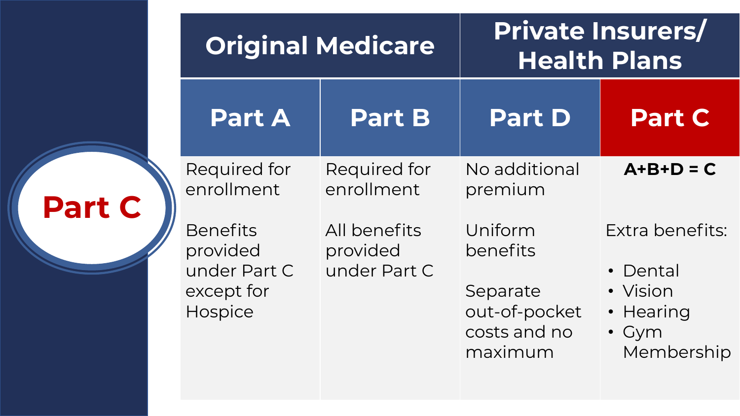# Part C

| Original Medicare | | Private Insurers/ Health Plans | |
|---|---|---|---|
| **Part A** | **Part B** | **Part D** | **Part C** |
| Required for enrollment<br><br>Benefits provided under Part C except for Hospice | Required for enrollment<br><br>All benefits provided under Part C | No additional premium<br><br>Uniform benefits<br><br>Separate out-of-pocket costs and no maximum | **A+B+D = C**<br><br>Extra benefits:<br>• Dental<br>• Vision<br>• Hearing<br>• Gym Membership |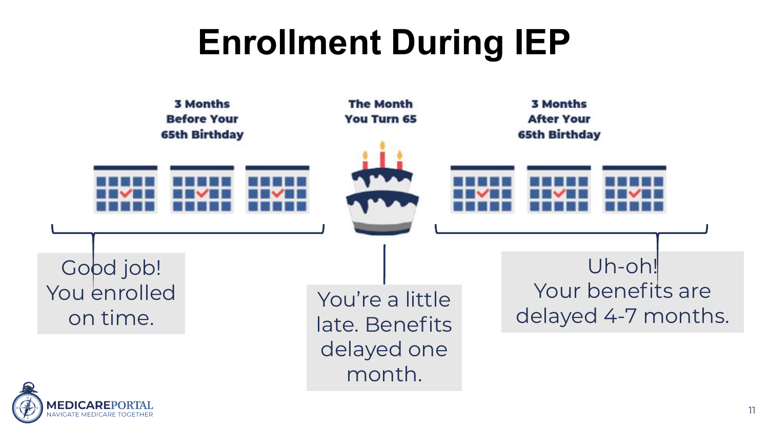# Enrollment During IEP

**3 Months Before Your 65th Birthday**

**The Month You Turn 65**

**3 Months After Your 65th Birthday**

Good job! You enrolled on time.

You're a little late. Benefits delayed one month.

Uh-oh! Your benefits are delayed 4-7 months.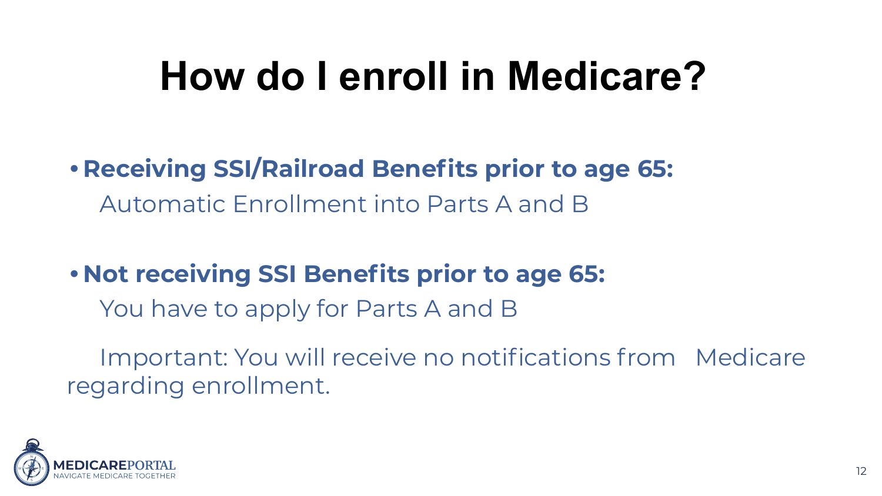# How do I enroll in Medicare?

- **Receiving SSI/Railroad Benefits prior to age 65:**

  Automatic Enrollment into Parts A and B

- **Not receiving SSI Benefits prior to age 65:**

  You have to apply for Parts A and B

  Important: You will receive no notifications from Medicare regarding enrollment.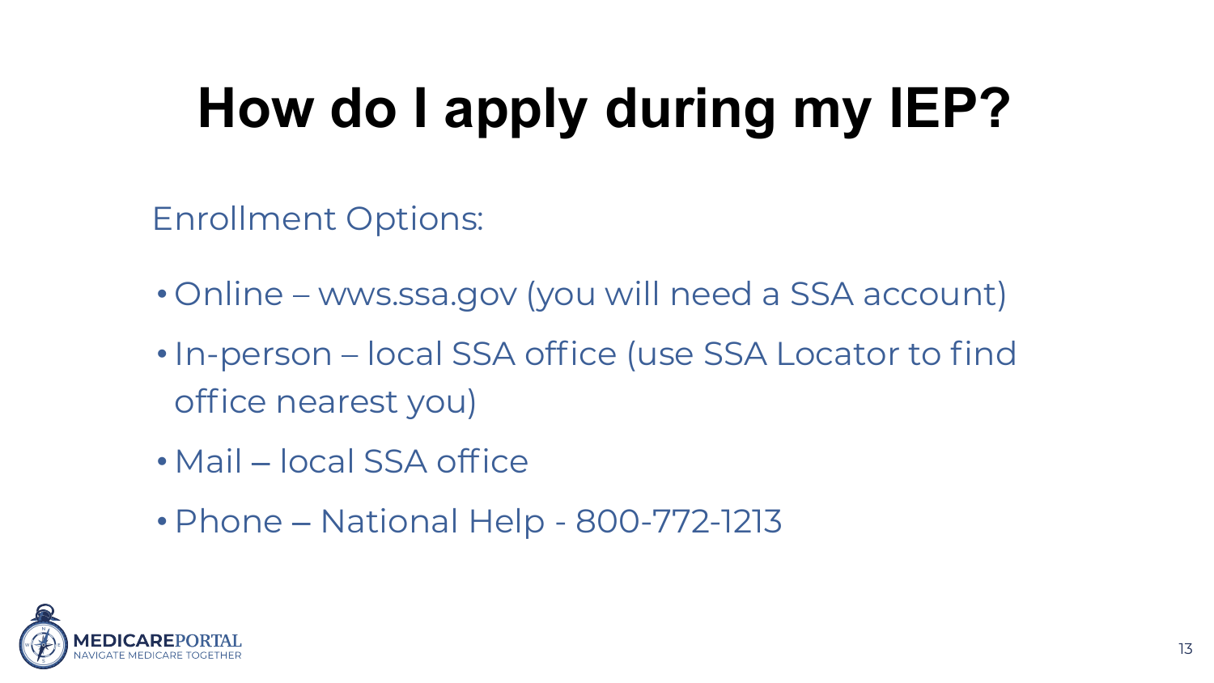# How do I apply during my IEP?

Enrollment Options:

- Online – wws.ssa.gov (you will need a SSA account)
- In-person – local SSA office (use SSA Locator to find office nearest you)
- Mail – local SSA office
- Phone – National Help - 800-772-1213

MEDICAREPORTAL
NAVIGATE MEDICARE TOGETHER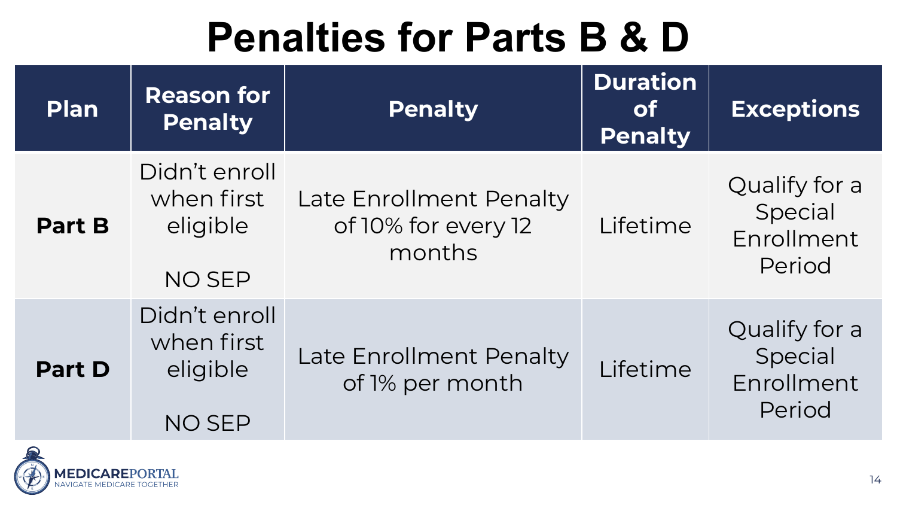# Penalties for Parts B & D

| Plan | Reason for Penalty | Penalty | Duration of Penalty | Exceptions |
|---|---|---|---|---|
| **Part B** | Didn't enroll when first eligible<br><br>NO SEP | Late Enrollment Penalty of 10% for every 12 months | Lifetime | Qualify for a Special Enrollment Period |
| **Part D** | Didn't enroll when first eligible<br><br>NO SEP | Late Enrollment Penalty of 1% per month | Lifetime | Qualify for a Special Enrollment Period |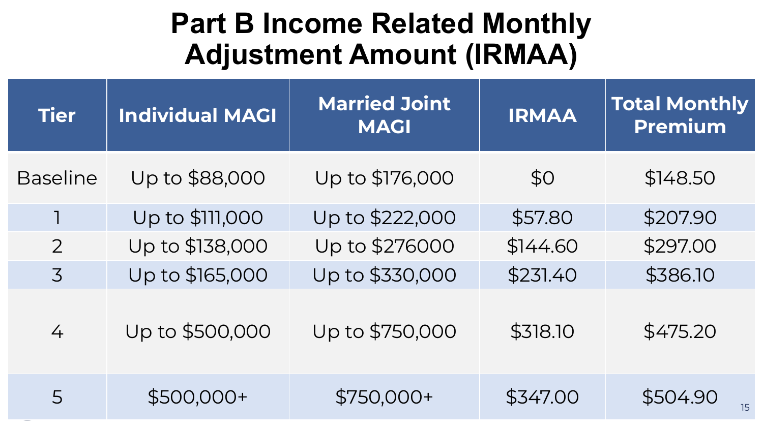# Part B Income Related Monthly Adjustment Amount (IRMAA)

| Tier | Individual MAGI | Married Joint MAGI | IRMAA | Total Monthly Premium |
|---|---|---|---|---|
| Baseline | Up to $88,000 | Up to $176,000 | $0 | $148.50 |
| 1 | Up to $111,000 | Up to $222,000 | $57.80 | $207.90 |
| 2 | Up to $138,000 | Up to $276000 | $144.60 | $297.00 |
| 3 | Up to $165,000 | Up to $330,000 | $231.40 | $386.10 |
| 4 | Up to $500,000 | Up to $750,000 | $318.10 | $475.20 |
| 5 | $500,000+ | $750,000+ | $347.00 | $504.90 |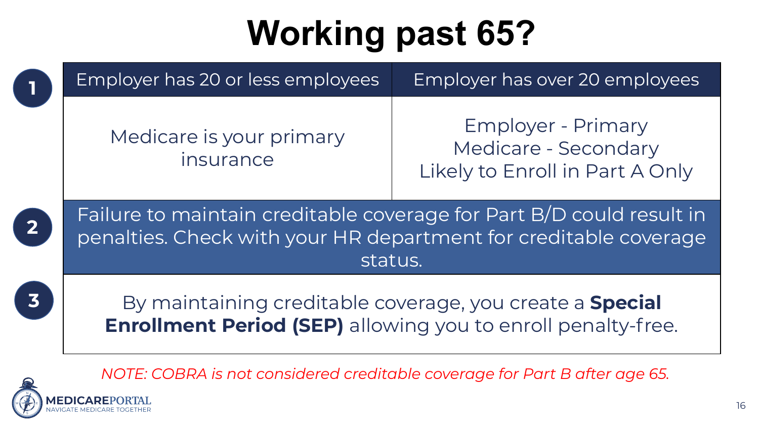# Working past 65?

**1**

| Employer has 20 or less employees | Employer has over 20 employees |
| --- | --- |
| Medicare is your primary insurance | Employer - Primary<br>Medicare - Secondary<br>Likely to Enroll in Part A Only |

**2**

Failure to maintain creditable coverage for Part B/D could result in penalties. Check with your HR department for creditable coverage status.

**3**

By maintaining creditable coverage, you create a **Special Enrollment Period (SEP)** allowing you to enroll penalty-free.

*NOTE: COBRA is not considered creditable coverage for Part B after age 65.*

MEDICAREPORTAL
NAVIGATE MEDICARE TOGETHER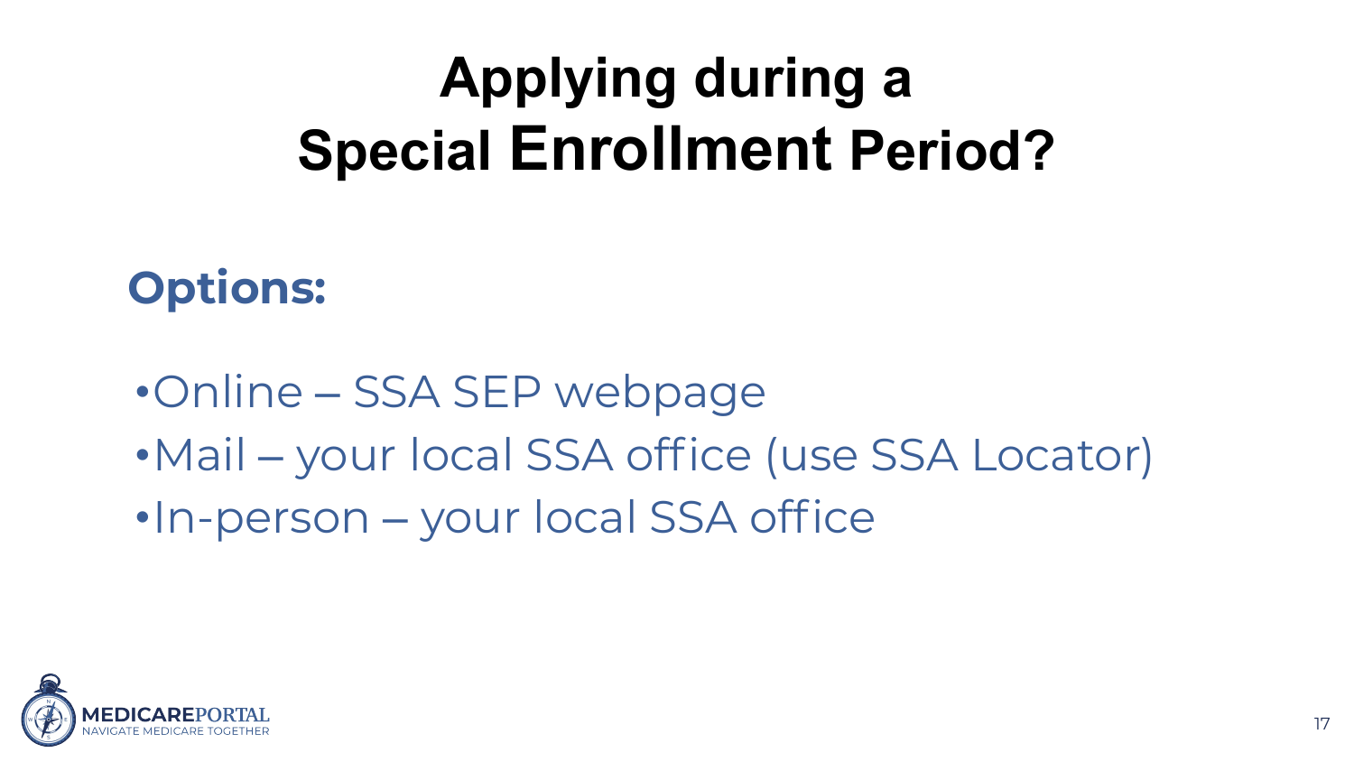# Applying during a Special Enrollment Period?

## Options:

- Online – SSA SEP webpage
- Mail – your local SSA office (use SSA Locator)
- In-person – your local SSA office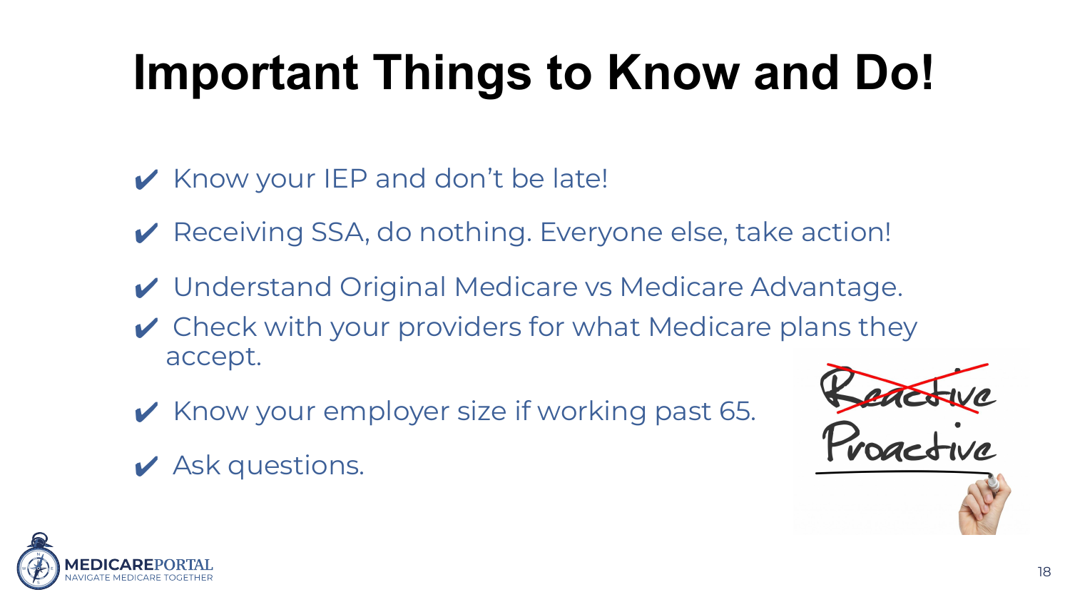# Important Things to Know and Do!

- ✔ Know your IEP and don't be late!
- ✔ Receiving SSA, do nothing. Everyone else, take action!
- ✔ Understand Original Medicare vs Medicare Advantage.
- ✔ Check with your providers for what Medicare plans they accept.
- ✔ Know your employer size if working past 65.
- ✔ Ask questions.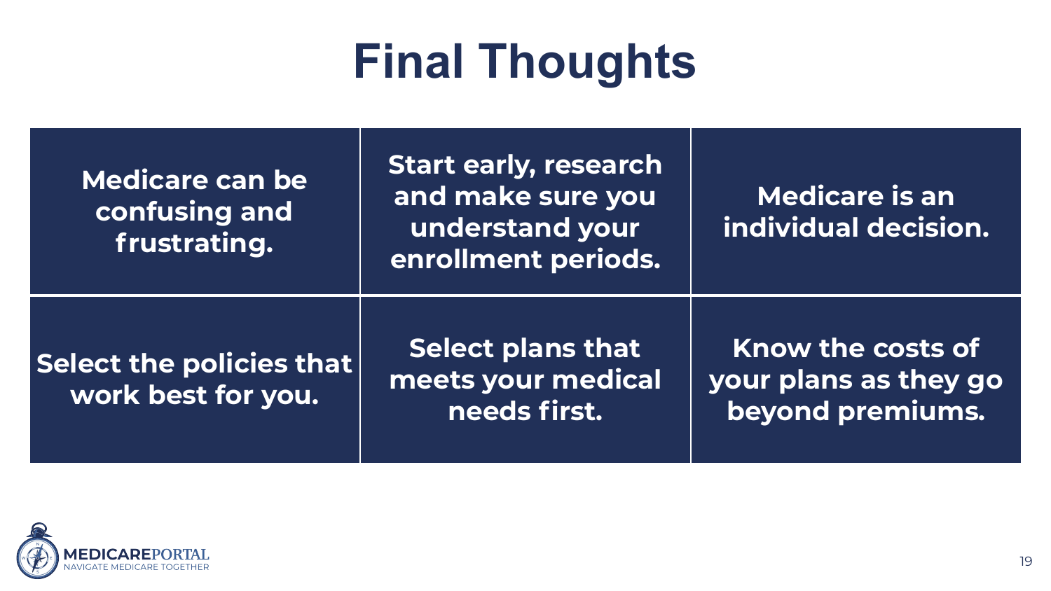# Final Thoughts

| | | |
|---|---|---|
| **Medicare can be confusing and frustrating.** | **Start early, research and make sure you understand your enrollment periods.** | **Medicare is an individual decision.** |
| **Select the policies that work best for you.** | **Select plans that meets your medical needs first.** | **Know the costs of your plans as they go beyond premiums.** |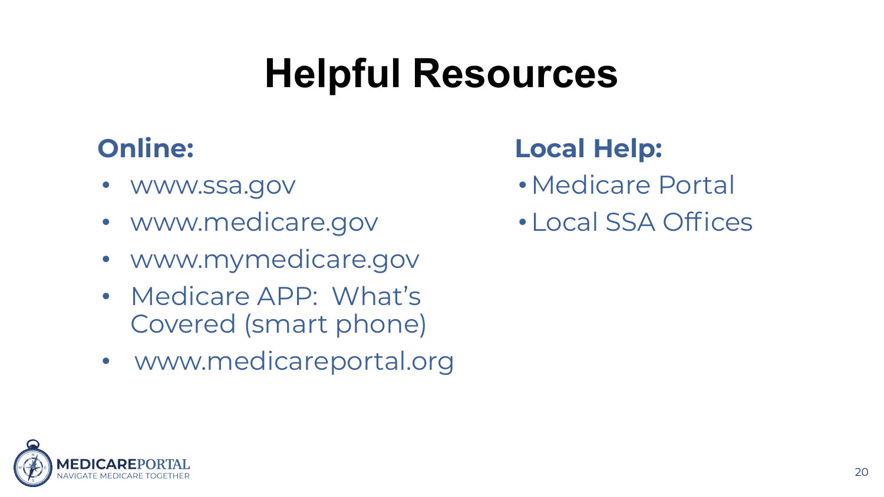# Helpful Resources

## Online:

- www.ssa.gov
- www.medicare.gov
- www.mymedicare.gov
- Medicare APP: What's Covered (smart phone)
- www.medicareportal.org

## Local Help:

- Medicare Portal
- Local SSA Offices

MEDICAREPORTAL
NAVIGATE MEDICARE TOGETHER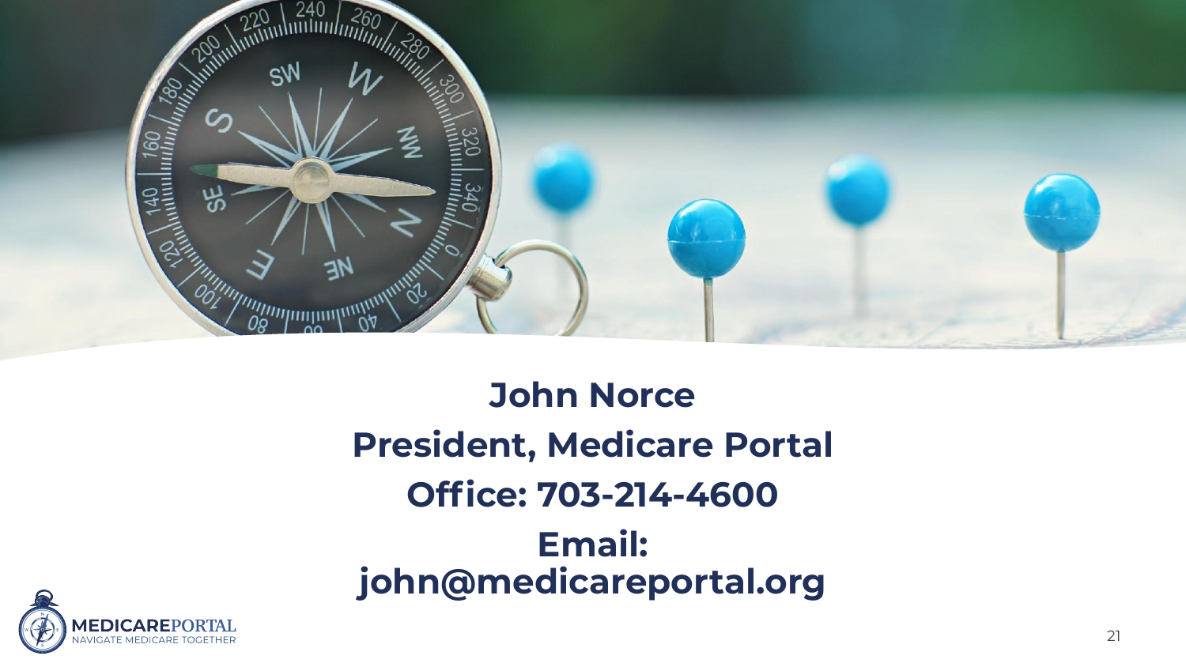**John Norce**

**President, Medicare Portal**

**Office: 703-214-4600**

**Email: john@medicareportal.org**

MEDICAREPORTAL
NAVIGATE MEDICARE TOGETHER